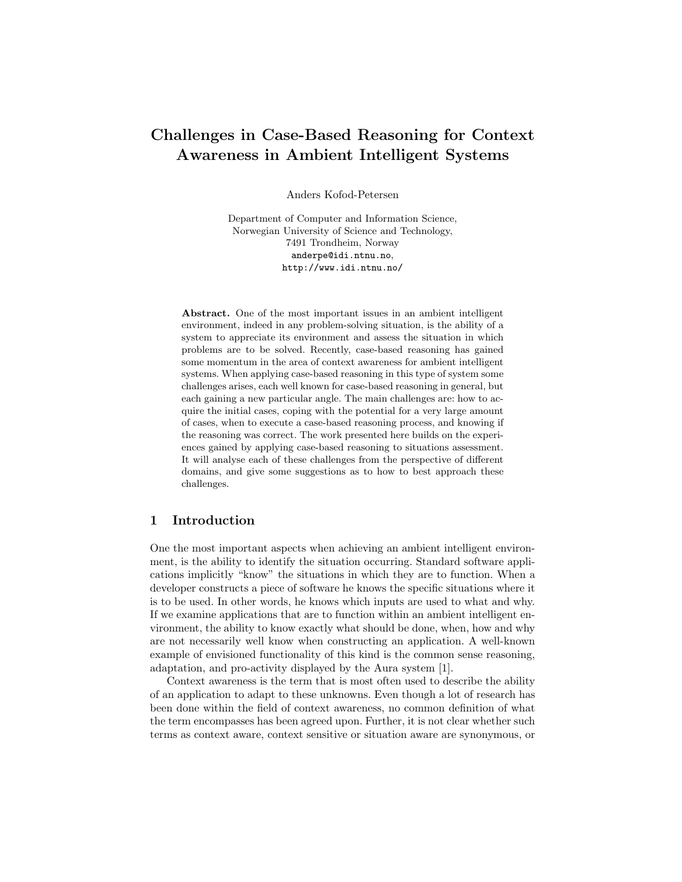# Challenges in Case-Based Reasoning for Context Awareness in Ambient Intelligent Systems

Anders Kofod-Petersen

Department of Computer and Information Science,
Norwegian University of Science and Technology,
7491 Trondheim, Norway
anderpe@idi.ntnu.no,
http://www.idi.ntnu.no/

**Abstract.** One of the most important issues in an ambient intelligent environment, indeed in any problem-solving situation, is the ability of a system to appreciate its environment and assess the situation in which problems are to be solved. Recently, case-based reasoning has gained some momentum in the area of context awareness for ambient intelligent systems. When applying case-based reasoning in this type of system some challenges arises, each well known for case-based reasoning in general, but each gaining a new particular angle. The main challenges are: how to acquire the initial cases, coping with the potential for a very large amount of cases, when to execute a case-based reasoning process, and knowing if the reasoning was correct. The work presented here builds on the experiences gained by applying case-based reasoning to situations assessment. It will analyse each of these challenges from the perspective of different domains, and give some suggestions as to how to best approach these challenges.

## 1 Introduction

One the most important aspects when achieving an ambient intelligent environment, is the ability to identify the situation occurring. Standard software applications implicitly "know" the situations in which they are to function. When a developer constructs a piece of software he knows the specific situations where it is to be used. In other words, he knows which inputs are used to what and why. If we examine applications that are to function within an ambient intelligent environment, the ability to know exactly what should be done, when, how and why are not necessarily well know when constructing an application. A well-known example of envisioned functionality of this kind is the common sense reasoning, adaptation, and pro-activity displayed by the Aura system [1].

Context awareness is the term that is most often used to describe the ability of an application to adapt to these unknowns. Even though a lot of research has been done within the field of context awareness, no common definition of what the term encompasses has been agreed upon. Further, it is not clear whether such terms as context aware, context sensitive or situation aware are synonymous, or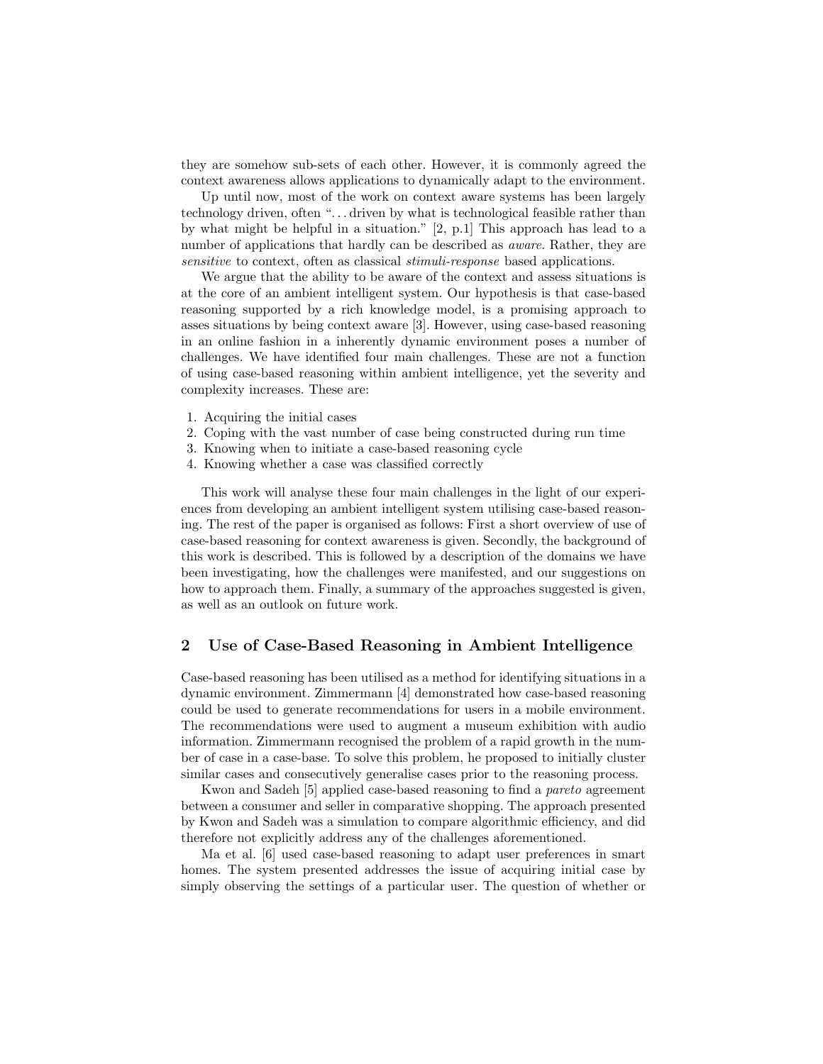they are somehow sub-sets of each other. However, it is commonly agreed the context awareness allows applications to dynamically adapt to the environment.

Up until now, most of the work on context aware systems has been largely technology driven, often "...driven by what is technological feasible rather than by what might be helpful in a situation." [2, p.1] This approach has lead to a number of applications that hardly can be described as *aware*. Rather, they are *sensitive* to context, often as classical *stimuli-response* based applications.

We argue that the ability to be aware of the context and assess situations is at the core of an ambient intelligent system. Our hypothesis is that case-based reasoning supported by a rich knowledge model, is a promising approach to asses situations by being context aware [3]. However, using case-based reasoning in an online fashion in a inherently dynamic environment poses a number of challenges. We have identified four main challenges. These are not a function of using case-based reasoning within ambient intelligence, yet the severity and complexity increases. These are:

1. Acquiring the initial cases
2. Coping with the vast number of case being constructed during run time
3. Knowing when to initiate a case-based reasoning cycle
4. Knowing whether a case was classified correctly

This work will analyse these four main challenges in the light of our experiences from developing an ambient intelligent system utilising case-based reasoning. The rest of the paper is organised as follows: First a short overview of use of case-based reasoning for context awareness is given. Secondly, the background of this work is described. This is followed by a description of the domains we have been investigating, how the challenges were manifested, and our suggestions on how to approach them. Finally, a summary of the approaches suggested is given, as well as an outlook on future work.

## 2 Use of Case-Based Reasoning in Ambient Intelligence

Case-based reasoning has been utilised as a method for identifying situations in a dynamic environment. Zimmermann [4] demonstrated how case-based reasoning could be used to generate recommendations for users in a mobile environment. The recommendations were used to augment a museum exhibition with audio information. Zimmermann recognised the problem of a rapid growth in the number of case in a case-base. To solve this problem, he proposed to initially cluster similar cases and consecutively generalise cases prior to the reasoning process.

Kwon and Sadeh [5] applied case-based reasoning to find a *pareto* agreement between a consumer and seller in comparative shopping. The approach presented by Kwon and Sadeh was a simulation to compare algorithmic efficiency, and did therefore not explicitly address any of the challenges aforementioned.

Ma et al. [6] used case-based reasoning to adapt user preferences in smart homes. The system presented addresses the issue of acquiring initial case by simply observing the settings of a particular user. The question of whether or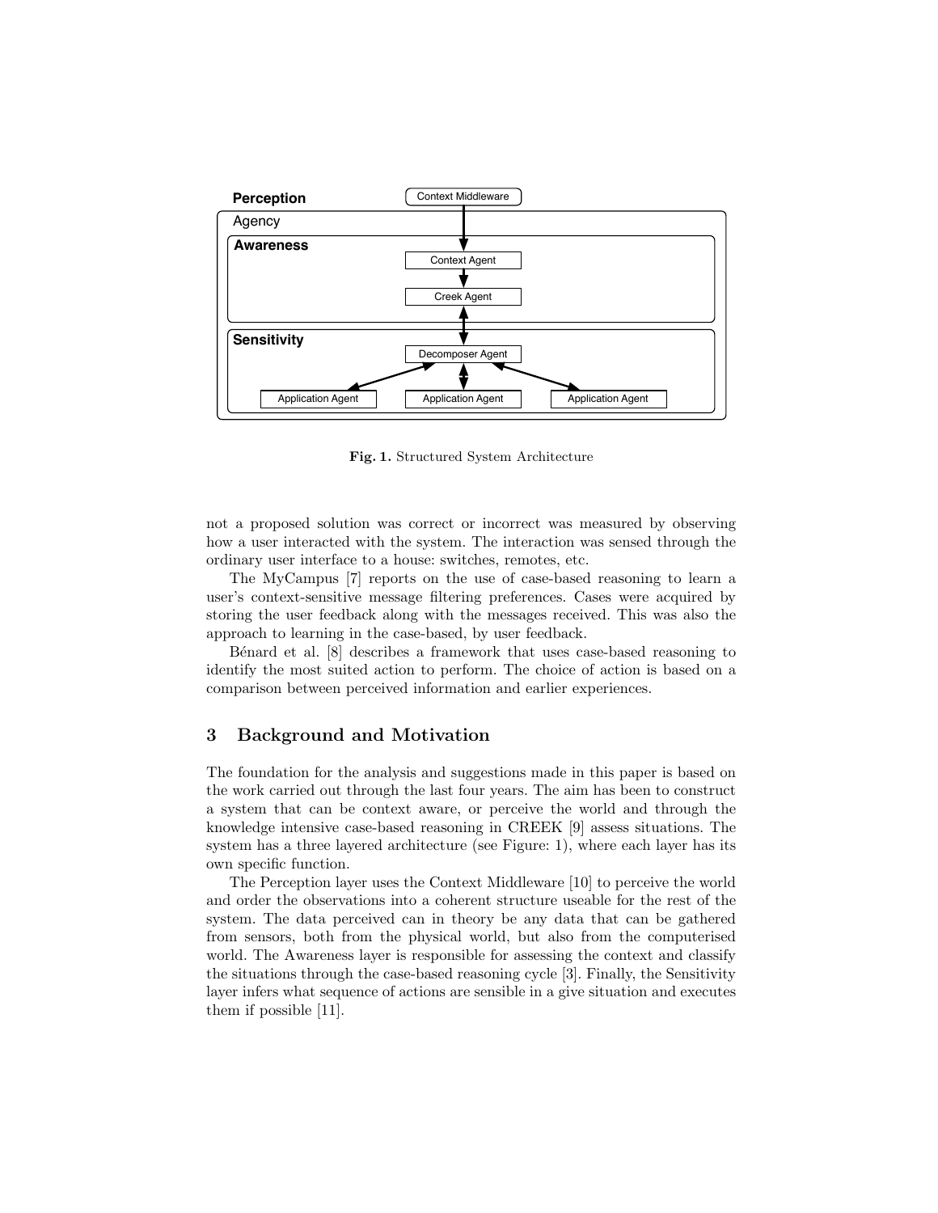**Fig. 1.** Structured System Architecture

not a proposed solution was correct or incorrect was measured by observing how a user interacted with the system. The interaction was sensed through the ordinary user interface to a house: switches, remotes, etc.

The MyCampus [7] reports on the use of case-based reasoning to learn a user's context-sensitive message filtering preferences. Cases were acquired by storing the user feedback along with the messages received. This was also the approach to learning in the case-based, by user feedback.

Bénard et al. [8] describes a framework that uses case-based reasoning to identify the most suited action to perform. The choice of action is based on a comparison between perceived information and earlier experiences.

## 3 Background and Motivation

The foundation for the analysis and suggestions made in this paper is based on the work carried out through the last four years. The aim has been to construct a system that can be context aware, or perceive the world and through the knowledge intensive case-based reasoning in CREEK [9] assess situations. The system has a three layered architecture (see Figure: 1), where each layer has its own specific function.

The Perception layer uses the Context Middleware [10] to perceive the world and order the observations into a coherent structure useable for the rest of the system. The data perceived can in theory be any data that can be gathered from sensors, both from the physical world, but also from the computerised world. The Awareness layer is responsible for assessing the context and classify the situations through the case-based reasoning cycle [3]. Finally, the Sensitivity layer infers what sequence of actions are sensible in a give situation and executes them if possible [11].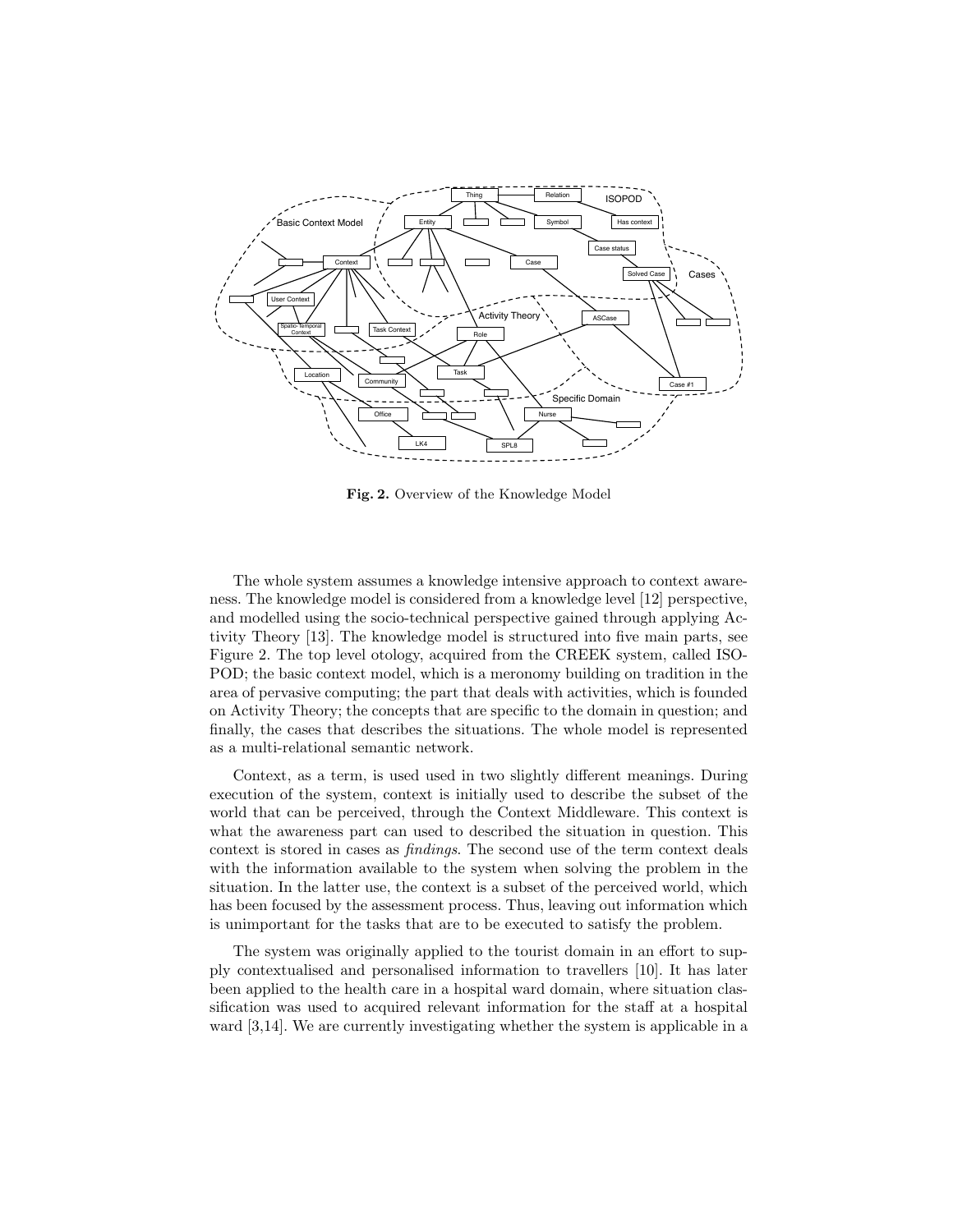Fig. 2. Overview of the Knowledge Model

The whole system assumes a knowledge intensive approach to context awareness. The knowledge model is considered from a knowledge level [12] perspective, and modelled using the socio-technical perspective gained through applying Activity Theory [13]. The knowledge model is structured into five main parts, see Figure 2. The top level otology, acquired from the CREEK system, called ISOPOD; the basic context model, which is a meronomy building on tradition in the area of pervasive computing; the part that deals with activities, which is founded on Activity Theory; the concepts that are specific to the domain in question; and finally, the cases that describes the situations. The whole model is represented as a multi-relational semantic network.

Context, as a term, is used used in two slightly different meanings. During execution of the system, context is initially used to describe the subset of the world that can be perceived, through the Context Middleware. This context is what the awareness part can used to described the situation in question. This context is stored in cases as *findings*. The second use of the term context deals with the information available to the system when solving the problem in the situation. In the latter use, the context is a subset of the perceived world, which has been focused by the assessment process. Thus, leaving out information which is unimportant for the tasks that are to be executed to satisfy the problem.

The system was originally applied to the tourist domain in an effort to supply contextualised and personalised information to travellers [10]. It has later been applied to the health care in a hospital ward domain, where situation classification was used to acquired relevant information for the staff at a hospital ward [3,14]. We are currently investigating whether the system is applicable in a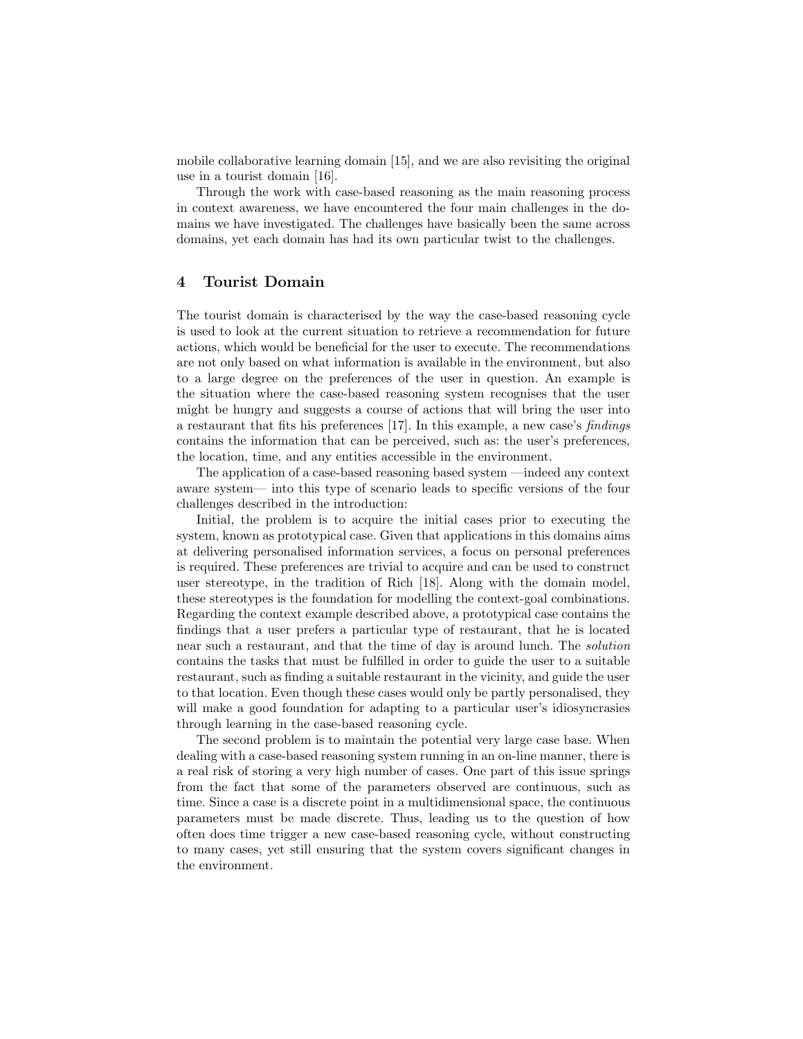mobile collaborative learning domain [15], and we are also revisiting the original use in a tourist domain [16].

Through the work with case-based reasoning as the main reasoning process in context awareness, we have encountered the four main challenges in the domains we have investigated. The challenges have basically been the same across domains, yet each domain has had its own particular twist to the challenges.

## 4 Tourist Domain

The tourist domain is characterised by the way the case-based reasoning cycle is used to look at the current situation to retrieve a recommendation for future actions, which would be beneficial for the user to execute. The recommendations are not only based on what information is available in the environment, but also to a large degree on the preferences of the user in question. An example is the situation where the case-based reasoning system recognises that the user might be hungry and suggests a course of actions that will bring the user into a restaurant that fits his preferences [17]. In this example, a new case's *findings* contains the information that can be perceived, such as: the user's preferences, the location, time, and any entities accessible in the environment.

The application of a case-based reasoning based system —indeed any context aware system— into this type of scenario leads to specific versions of the four challenges described in the introduction:

Initial, the problem is to acquire the initial cases prior to executing the system, known as prototypical case. Given that applications in this domains aims at delivering personalised information services, a focus on personal preferences is required. These preferences are trivial to acquire and can be used to construct user stereotype, in the tradition of Rich [18]. Along with the domain model, these stereotypes is the foundation for modelling the context-goal combinations. Regarding the context example described above, a prototypical case contains the findings that a user prefers a particular type of restaurant, that he is located near such a restaurant, and that the time of day is around lunch. The *solution* contains the tasks that must be fulfilled in order to guide the user to a suitable restaurant, such as finding a suitable restaurant in the vicinity, and guide the user to that location. Even though these cases would only be partly personalised, they will make a good foundation for adapting to a particular user's idiosyncrasies through learning in the case-based reasoning cycle.

The second problem is to maintain the potential very large case base. When dealing with a case-based reasoning system running in an on-line manner, there is a real risk of storing a very high number of cases. One part of this issue springs from the fact that some of the parameters observed are continuous, such as time. Since a case is a discrete point in a multidimensional space, the continuous parameters must be made discrete. Thus, leading us to the question of how often does time trigger a new case-based reasoning cycle, without constructing to many cases, yet still ensuring that the system covers significant changes in the environment.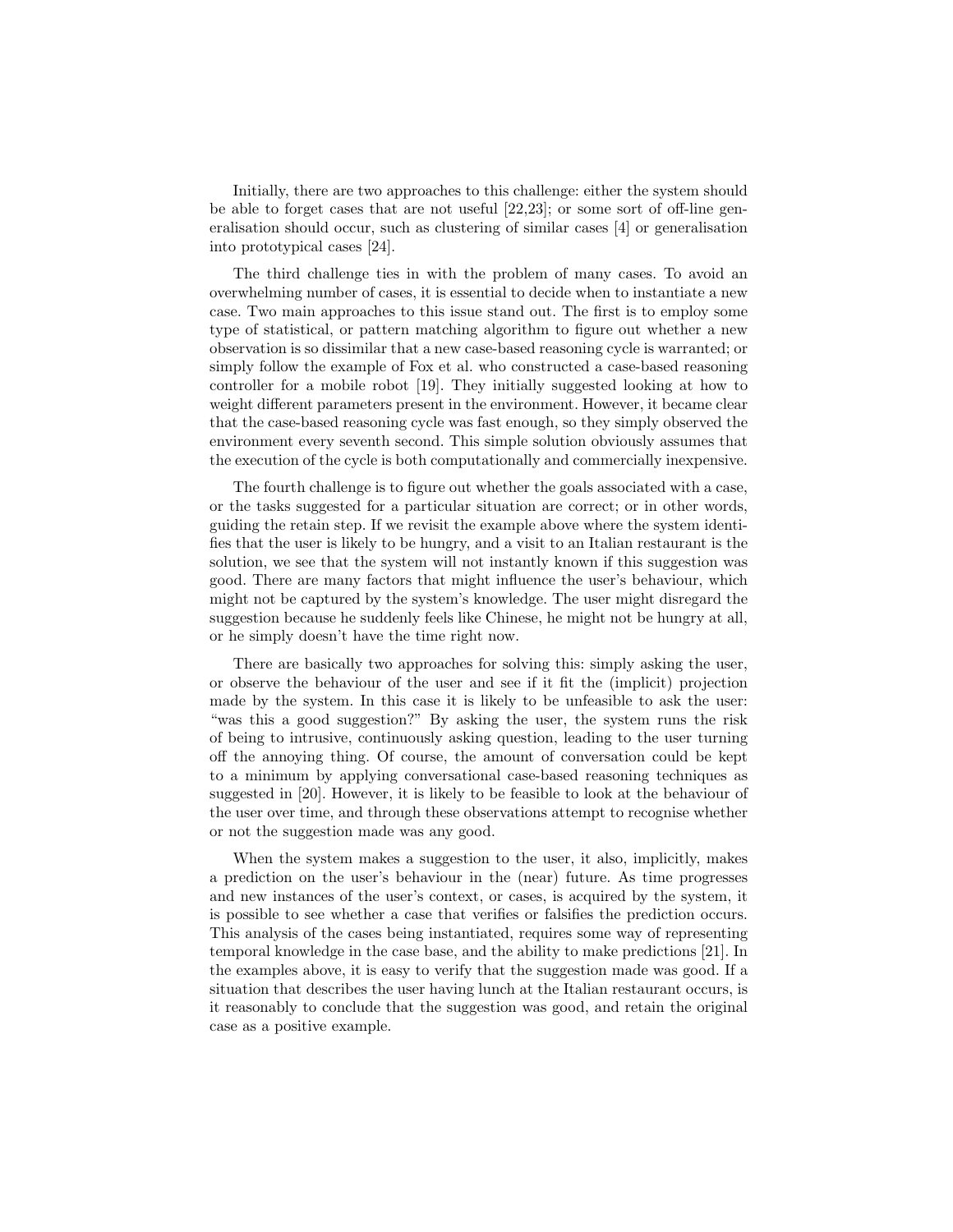Initially, there are two approaches to this challenge: either the system should be able to forget cases that are not useful [22,23]; or some sort of off-line generalisation should occur, such as clustering of similar cases [4] or generalisation into prototypical cases [24].

The third challenge ties in with the problem of many cases. To avoid an overwhelming number of cases, it is essential to decide when to instantiate a new case. Two main approaches to this issue stand out. The first is to employ some type of statistical, or pattern matching algorithm to figure out whether a new observation is so dissimilar that a new case-based reasoning cycle is warranted; or simply follow the example of Fox et al. who constructed a case-based reasoning controller for a mobile robot [19]. They initially suggested looking at how to weight different parameters present in the environment. However, it became clear that the case-based reasoning cycle was fast enough, so they simply observed the environment every seventh second. This simple solution obviously assumes that the execution of the cycle is both computationally and commercially inexpensive.

The fourth challenge is to figure out whether the goals associated with a case, or the tasks suggested for a particular situation are correct; or in other words, guiding the retain step. If we revisit the example above where the system identifies that the user is likely to be hungry, and a visit to an Italian restaurant is the solution, we see that the system will not instantly known if this suggestion was good. There are many factors that might influence the user's behaviour, which might not be captured by the system's knowledge. The user might disregard the suggestion because he suddenly feels like Chinese, he might not be hungry at all, or he simply doesn't have the time right now.

There are basically two approaches for solving this: simply asking the user, or observe the behaviour of the user and see if it fit the (implicit) projection made by the system. In this case it is likely to be unfeasible to ask the user: "was this a good suggestion?" By asking the user, the system runs the risk of being to intrusive, continuously asking question, leading to the user turning off the annoying thing. Of course, the amount of conversation could be kept to a minimum by applying conversational case-based reasoning techniques as suggested in [20]. However, it is likely to be feasible to look at the behaviour of the user over time, and through these observations attempt to recognise whether or not the suggestion made was any good.

When the system makes a suggestion to the user, it also, implicitly, makes a prediction on the user's behaviour in the (near) future. As time progresses and new instances of the user's context, or cases, is acquired by the system, it is possible to see whether a case that verifies or falsifies the prediction occurs. This analysis of the cases being instantiated, requires some way of representing temporal knowledge in the case base, and the ability to make predictions [21]. In the examples above, it is easy to verify that the suggestion made was good. If a situation that describes the user having lunch at the Italian restaurant occurs, is it reasonably to conclude that the suggestion was good, and retain the original case as a positive example.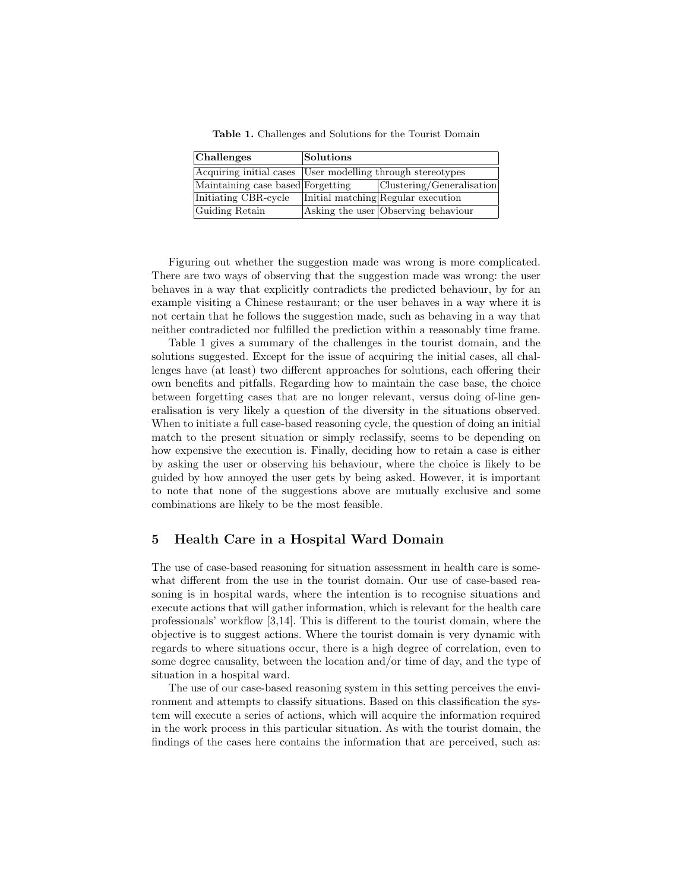**Table 1.** Challenges and Solutions for the Tourist Domain

| **Challenges** | **Solutions** | |
|---|---|---|
| Acquiring initial cases | User modelling through stereotypes | |
| Maintaining case based | Forgetting | Clustering/Generalisation |
| Initiating CBR-cycle | Initial matching | Regular execution |
| Guiding Retain | Asking the user | Observing behaviour |

Figuring out whether the suggestion made was wrong is more complicated. There are two ways of observing that the suggestion made was wrong: the user behaves in a way that explicitly contradicts the predicted behaviour, by for an example visiting a Chinese restaurant; or the user behaves in a way where it is not certain that he follows the suggestion made, such as behaving in a way that neither contradicted nor fulfilled the prediction within a reasonably time frame.

Table 1 gives a summary of the challenges in the tourist domain, and the solutions suggested. Except for the issue of acquiring the initial cases, all challenges have (at least) two different approaches for solutions, each offering their own benefits and pitfalls. Regarding how to maintain the case base, the choice between forgetting cases that are no longer relevant, versus doing of-line generalisation is very likely a question of the diversity in the situations observed. When to initiate a full case-based reasoning cycle, the question of doing an initial match to the present situation or simply reclassify, seems to be depending on how expensive the execution is. Finally, deciding how to retain a case is either by asking the user or observing his behaviour, where the choice is likely to be guided by how annoyed the user gets by being asked. However, it is important to note that none of the suggestions above are mutually exclusive and some combinations are likely to be the most feasible.

## 5 Health Care in a Hospital Ward Domain

The use of case-based reasoning for situation assessment in health care is somewhat different from the use in the tourist domain. Our use of case-based reasoning is in hospital wards, where the intention is to recognise situations and execute actions that will gather information, which is relevant for the health care professionals' workflow [3,14]. This is different to the tourist domain, where the objective is to suggest actions. Where the tourist domain is very dynamic with regards to where situations occur, there is a high degree of correlation, even to some degree causality, between the location and/or time of day, and the type of situation in a hospital ward.

The use of our case-based reasoning system in this setting perceives the environment and attempts to classify situations. Based on this classification the system will execute a series of actions, which will acquire the information required in the work process in this particular situation. As with the tourist domain, the findings of the cases here contains the information that are perceived, such as: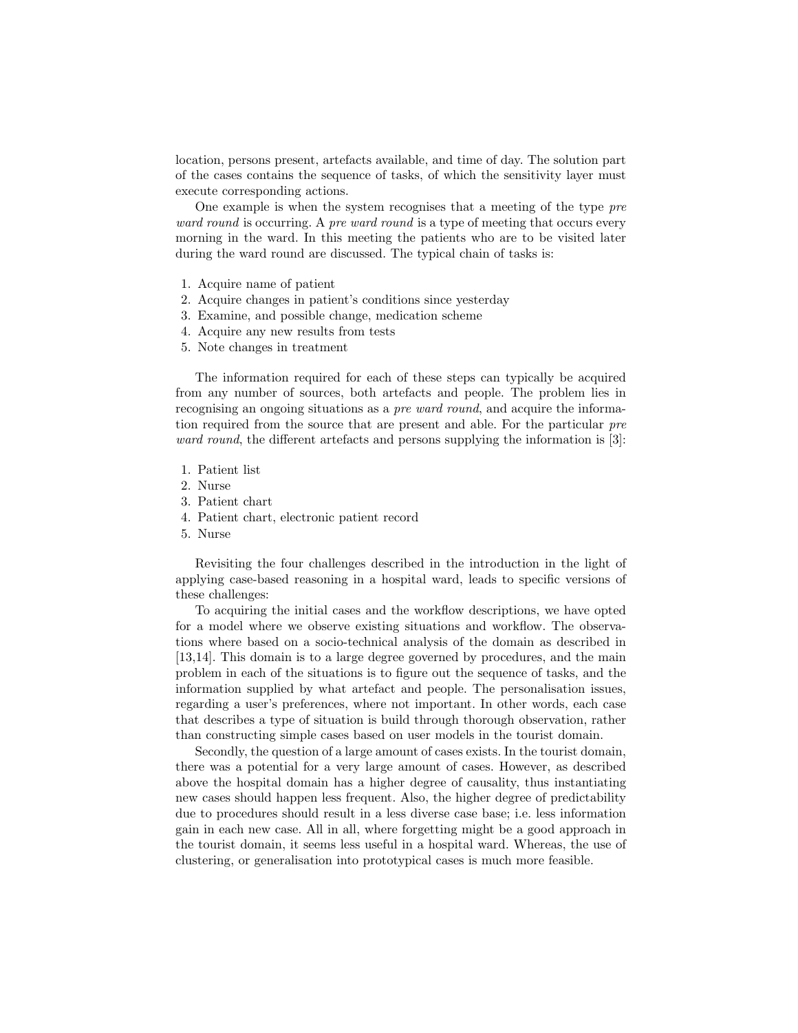location, persons present, artefacts available, and time of day. The solution part of the cases contains the sequence of tasks, of which the sensitivity layer must execute corresponding actions.

One example is when the system recognises that a meeting of the type *pre ward round* is occurring. A *pre ward round* is a type of meeting that occurs every morning in the ward. In this meeting the patients who are to be visited later during the ward round are discussed. The typical chain of tasks is:

1. Acquire name of patient
2. Acquire changes in patient's conditions since yesterday
3. Examine, and possible change, medication scheme
4. Acquire any new results from tests
5. Note changes in treatment

The information required for each of these steps can typically be acquired from any number of sources, both artefacts and people. The problem lies in recognising an ongoing situations as a *pre ward round*, and acquire the information required from the source that are present and able. For the particular *pre ward round*, the different artefacts and persons supplying the information is [3]:

1. Patient list
2. Nurse
3. Patient chart
4. Patient chart, electronic patient record
5. Nurse

Revisiting the four challenges described in the introduction in the light of applying case-based reasoning in a hospital ward, leads to specific versions of these challenges:

To acquiring the initial cases and the workflow descriptions, we have opted for a model where we observe existing situations and workflow. The observations where based on a socio-technical analysis of the domain as described in [13,14]. This domain is to a large degree governed by procedures, and the main problem in each of the situations is to figure out the sequence of tasks, and the information supplied by what artefact and people. The personalisation issues, regarding a user's preferences, where not important. In other words, each case that describes a type of situation is build through thorough observation, rather than constructing simple cases based on user models in the tourist domain.

Secondly, the question of a large amount of cases exists. In the tourist domain, there was a potential for a very large amount of cases. However, as described above the hospital domain has a higher degree of causality, thus instantiating new cases should happen less frequent. Also, the higher degree of predictability due to procedures should result in a less diverse case base; i.e. less information gain in each new case. All in all, where forgetting might be a good approach in the tourist domain, it seems less useful in a hospital ward. Whereas, the use of clustering, or generalisation into prototypical cases is much more feasible.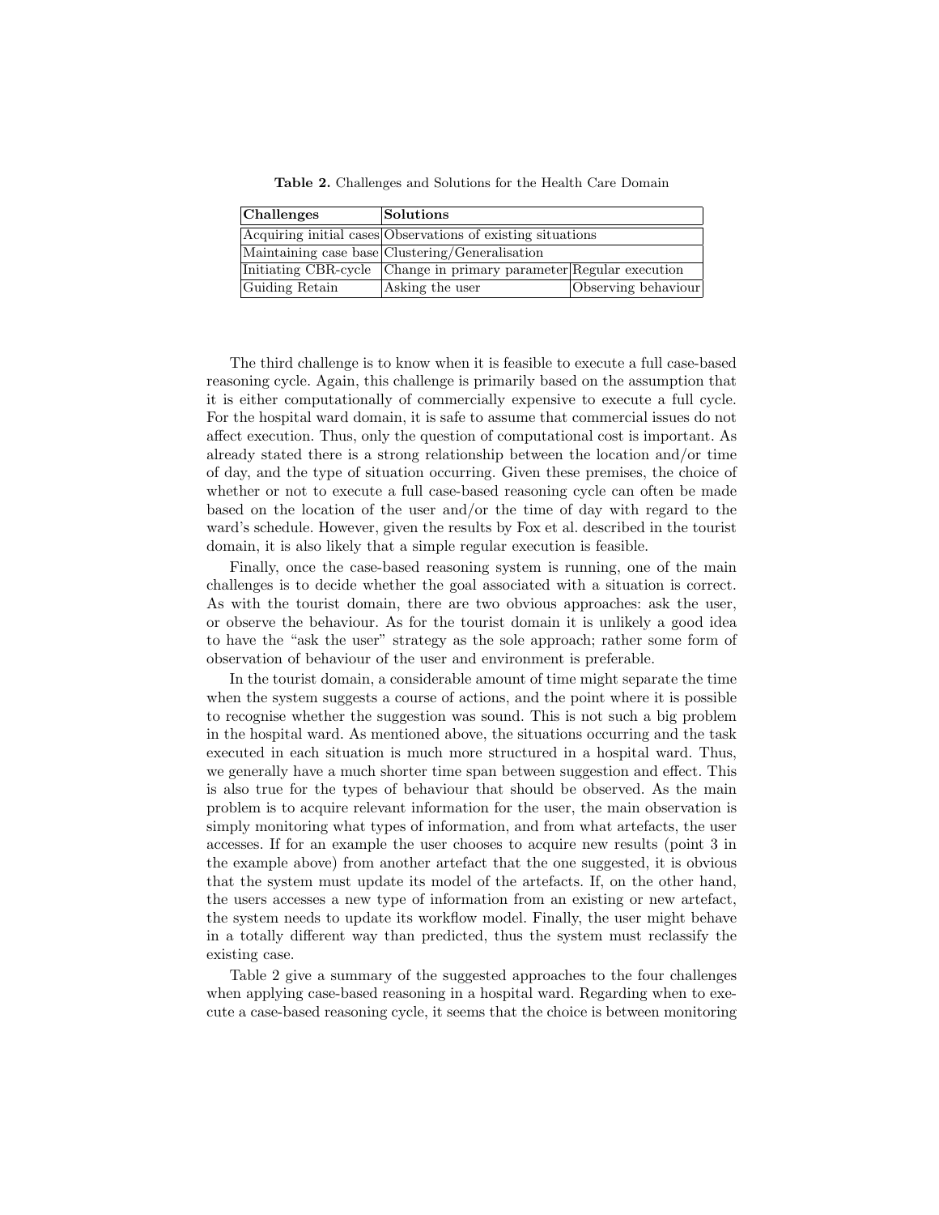**Table 2.** Challenges and Solutions for the Health Care Domain

| Challenges | Solutions | |
|---|---|---|
| Acquiring initial cases | Observations of existing situations | |
| Maintaining case base | Clustering/Generalisation | |
| Initiating CBR-cycle | Change in primary parameter | Regular execution |
| Guiding Retain | Asking the user | Observing behaviour |

The third challenge is to know when it is feasible to execute a full case-based reasoning cycle. Again, this challenge is primarily based on the assumption that it is either computationally of commercially expensive to execute a full cycle. For the hospital ward domain, it is safe to assume that commercial issues do not affect execution. Thus, only the question of computational cost is important. As already stated there is a strong relationship between the location and/or time of day, and the type of situation occurring. Given these premises, the choice of whether or not to execute a full case-based reasoning cycle can often be made based on the location of the user and/or the time of day with regard to the ward's schedule. However, given the results by Fox et al. described in the tourist domain, it is also likely that a simple regular execution is feasible.

Finally, once the case-based reasoning system is running, one of the main challenges is to decide whether the goal associated with a situation is correct. As with the tourist domain, there are two obvious approaches: ask the user, or observe the behaviour. As for the tourist domain it is unlikely a good idea to have the "ask the user" strategy as the sole approach; rather some form of observation of behaviour of the user and environment is preferable.

In the tourist domain, a considerable amount of time might separate the time when the system suggests a course of actions, and the point where it is possible to recognise whether the suggestion was sound. This is not such a big problem in the hospital ward. As mentioned above, the situations occurring and the task executed in each situation is much more structured in a hospital ward. Thus, we generally have a much shorter time span between suggestion and effect. This is also true for the types of behaviour that should be observed. As the main problem is to acquire relevant information for the user, the main observation is simply monitoring what types of information, and from what artefacts, the user accesses. If for an example the user chooses to acquire new results (point 3 in the example above) from another artefact that the one suggested, it is obvious that the system must update its model of the artefacts. If, on the other hand, the users accesses a new type of information from an existing or new artefact, the system needs to update its workflow model. Finally, the user might behave in a totally different way than predicted, thus the system must reclassify the existing case.

Table 2 give a summary of the suggested approaches to the four challenges when applying case-based reasoning in a hospital ward. Regarding when to execute a case-based reasoning cycle, it seems that the choice is between monitoring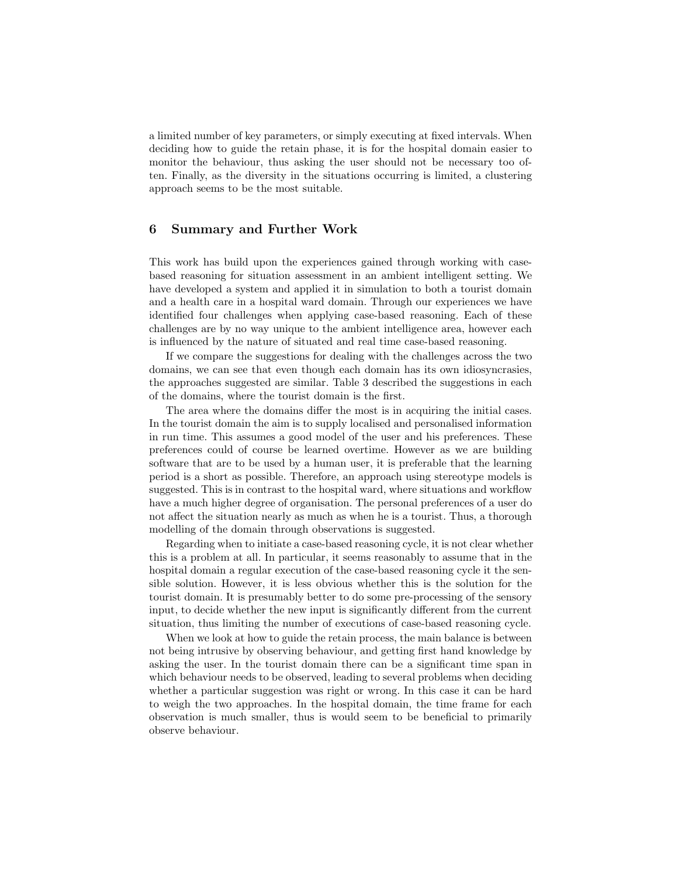a limited number of key parameters, or simply executing at fixed intervals. When deciding how to guide the retain phase, it is for the hospital domain easier to monitor the behaviour, thus asking the user should not be necessary too often. Finally, as the diversity in the situations occurring is limited, a clustering approach seems to be the most suitable.

## 6 Summary and Further Work

This work has build upon the experiences gained through working with case-based reasoning for situation assessment in an ambient intelligent setting. We have developed a system and applied it in simulation to both a tourist domain and a health care in a hospital ward domain. Through our experiences we have identified four challenges when applying case-based reasoning. Each of these challenges are by no way unique to the ambient intelligence area, however each is influenced by the nature of situated and real time case-based reasoning.

If we compare the suggestions for dealing with the challenges across the two domains, we can see that even though each domain has its own idiosyncrasies, the approaches suggested are similar. Table 3 described the suggestions in each of the domains, where the tourist domain is the first.

The area where the domains differ the most is in acquiring the initial cases. In the tourist domain the aim is to supply localised and personalised information in run time. This assumes a good model of the user and his preferences. These preferences could of course be learned overtime. However as we are building software that are to be used by a human user, it is preferable that the learning period is a short as possible. Therefore, an approach using stereotype models is suggested. This is in contrast to the hospital ward, where situations and workflow have a much higher degree of organisation. The personal preferences of a user do not affect the situation nearly as much as when he is a tourist. Thus, a thorough modelling of the domain through observations is suggested.

Regarding when to initiate a case-based reasoning cycle, it is not clear whether this is a problem at all. In particular, it seems reasonably to assume that in the hospital domain a regular execution of the case-based reasoning cycle it the sensible solution. However, it is less obvious whether this is the solution for the tourist domain. It is presumably better to do some pre-processing of the sensory input, to decide whether the new input is significantly different from the current situation, thus limiting the number of executions of case-based reasoning cycle.

When we look at how to guide the retain process, the main balance is between not being intrusive by observing behaviour, and getting first hand knowledge by asking the user. In the tourist domain there can be a significant time span in which behaviour needs to be observed, leading to several problems when deciding whether a particular suggestion was right or wrong. In this case it can be hard to weigh the two approaches. In the hospital domain, the time frame for each observation is much smaller, thus is would seem to be beneficial to primarily observe behaviour.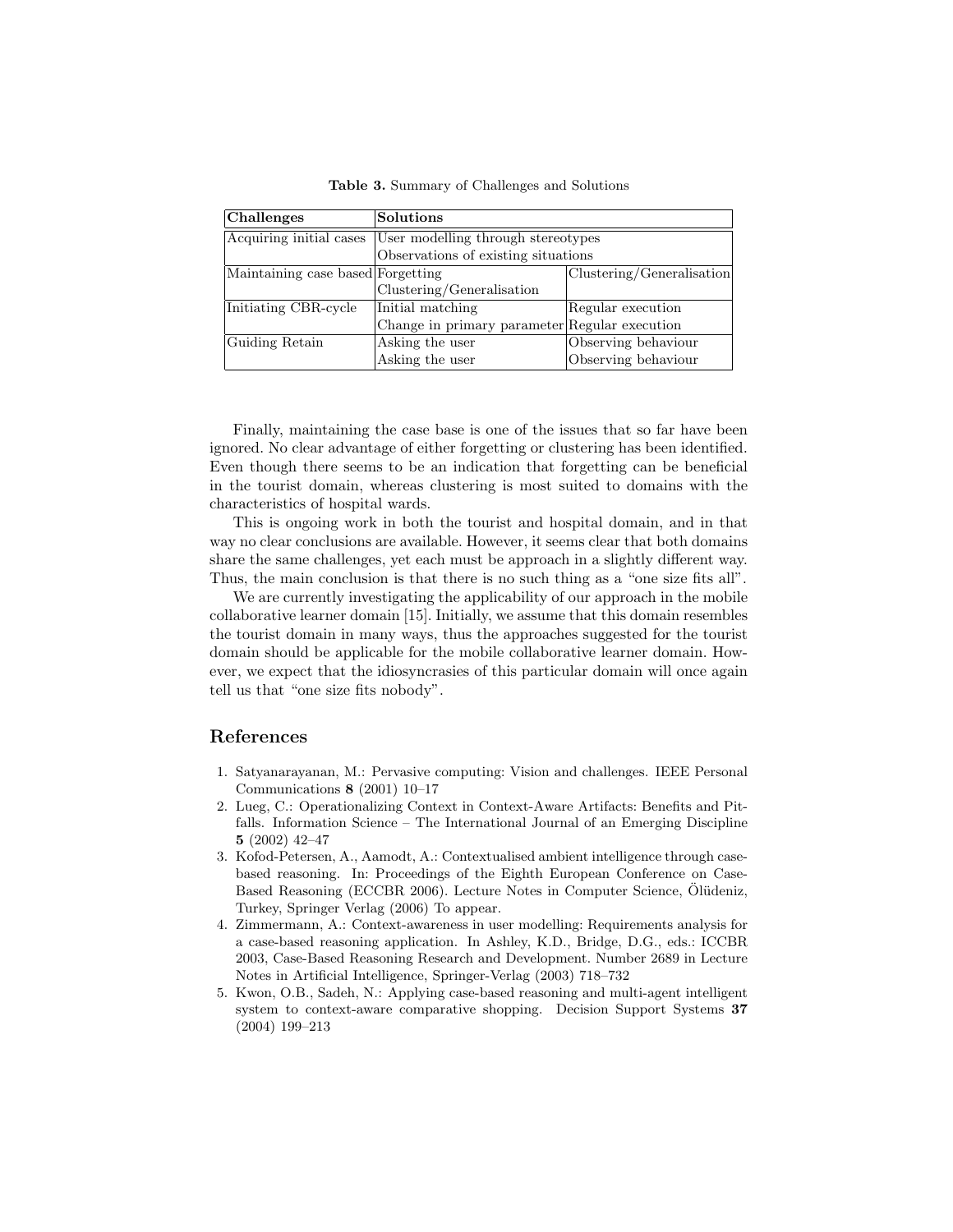**Table 3.** Summary of Challenges and Solutions

| Challenges | Solutions | |
|---|---|---|
| Acquiring initial cases | User modelling through stereotypes | |
| | Observations of existing situations | |
| Maintaining case based | Forgetting | Clustering/Generalisation |
| | Clustering/Generalisation | |
| Initiating CBR-cycle | Initial matching | Regular execution |
| | Change in primary parameter | Regular execution |
| Guiding Retain | Asking the user | Observing behaviour |
| | Asking the user | Observing behaviour |

Finally, maintaining the case base is one of the issues that so far have been ignored. No clear advantage of either forgetting or clustering has been identified. Even though there seems to be an indication that forgetting can be beneficial in the tourist domain, whereas clustering is most suited to domains with the characteristics of hospital wards.

This is ongoing work in both the tourist and hospital domain, and in that way no clear conclusions are available. However, it seems clear that both domains share the same challenges, yet each must be approach in a slightly different way. Thus, the main conclusion is that there is no such thing as a "one size fits all".

We are currently investigating the applicability of our approach in the mobile collaborative learner domain [15]. Initially, we assume that this domain resembles the tourist domain in many ways, thus the approaches suggested for the tourist domain should be applicable for the mobile collaborative learner domain. However, we expect that the idiosyncrasies of this particular domain will once again tell us that "one size fits nobody".

## References

1. Satyanarayanan, M.: Pervasive computing: Vision and challenges. IEEE Personal Communications **8** (2001) 10–17
2. Lueg, C.: Operationalizing Context in Context-Aware Artifacts: Benefits and Pitfalls. Information Science – The International Journal of an Emerging Discipline **5** (2002) 42–47
3. Kofod-Petersen, A., Aamodt, A.: Contextualised ambient intelligence through case-based reasoning. In: Proceedings of the Eighth European Conference on Case-Based Reasoning (ECCBR 2006). Lecture Notes in Computer Science, Ölüdeniz, Turkey, Springer Verlag (2006) To appear.
4. Zimmermann, A.: Context-awareness in user modelling: Requirements analysis for a case-based reasoning application. In Ashley, K.D., Bridge, D.G., eds.: ICCBR 2003, Case-Based Reasoning Research and Development. Number 2689 in Lecture Notes in Artificial Intelligence, Springer-Verlag (2003) 718–732
5. Kwon, O.B., Sadeh, N.: Applying case-based reasoning and multi-agent intelligent system to context-aware comparative shopping. Decision Support Systems **37** (2004) 199–213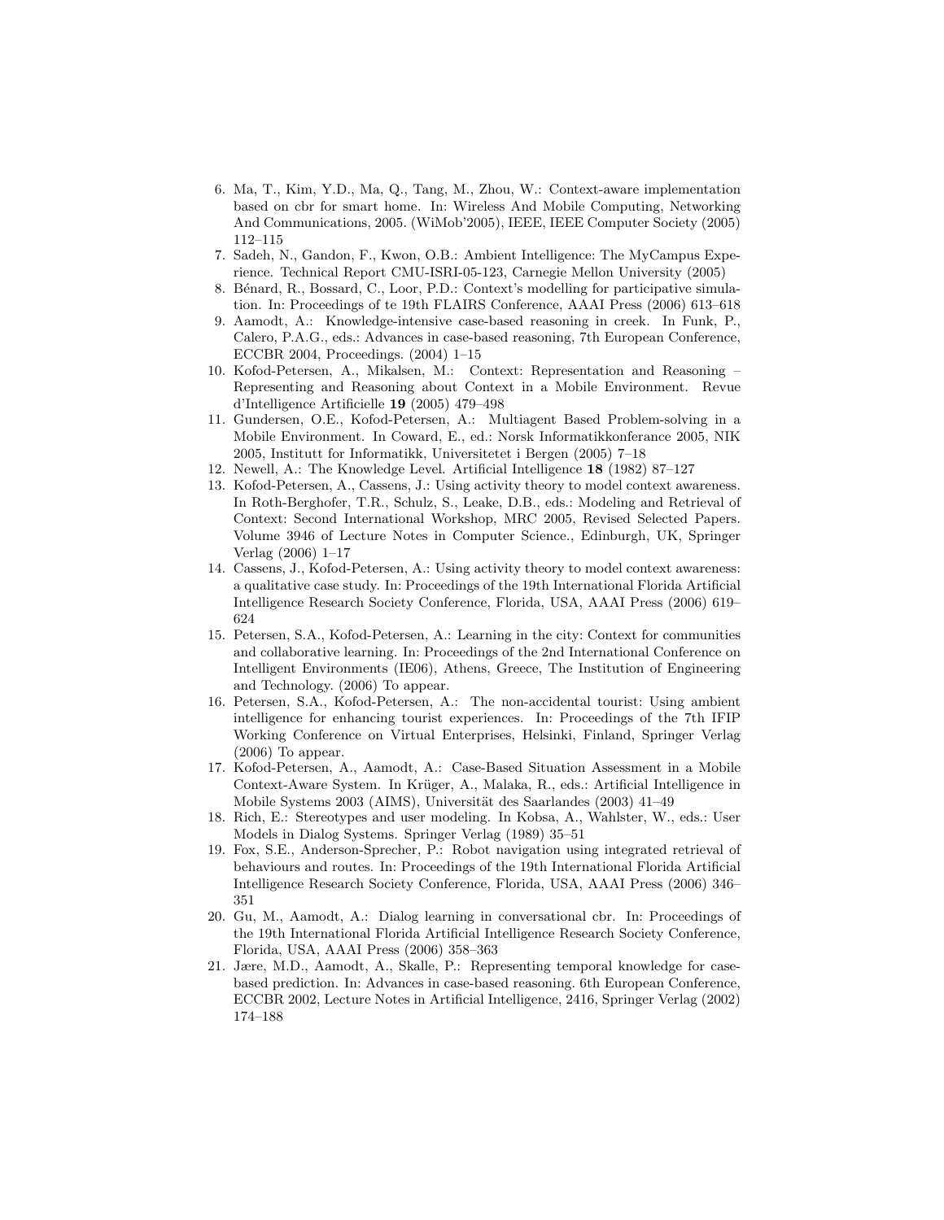6. Ma, T., Kim, Y.D., Ma, Q., Tang, M., Zhou, W.: Context-aware implementation based on cbr for smart home. In: Wireless And Mobile Computing, Networking And Communications, 2005. (WiMob'2005), IEEE, IEEE Computer Society (2005) 112–115
7. Sadeh, N., Gandon, F., Kwon, O.B.: Ambient Intelligence: The MyCampus Experience. Technical Report CMU-ISRI-05-123, Carnegie Mellon University (2005)
8. Bénard, R., Bossard, C., Loor, P.D.: Context's modelling for participative simulation. In: Proceedings of te 19th FLAIRS Conference, AAAI Press (2006) 613–618
9. Aamodt, A.: Knowledge-intensive case-based reasoning in creek. In Funk, P., Calero, P.A.G., eds.: Advances in case-based reasoning, 7th European Conference, ECCBR 2004, Proceedings. (2004) 1–15
10. Kofod-Petersen, A., Mikalsen, M.: Context: Representation and Reasoning – Representing and Reasoning about Context in a Mobile Environment. Revue d'Intelligence Artificielle **19** (2005) 479–498
11. Gundersen, O.E., Kofod-Petersen, A.: Multiagent Based Problem-solving in a Mobile Environment. In Coward, E., ed.: Norsk Informatikkonferance 2005, NIK 2005, Institutt for Informatikk, Universitetet i Bergen (2005) 7–18
12. Newell, A.: The Knowledge Level. Artificial Intelligence **18** (1982) 87–127
13. Kofod-Petersen, A., Cassens, J.: Using activity theory to model context awareness. In Roth-Berghofer, T.R., Schulz, S., Leake, D.B., eds.: Modeling and Retrieval of Context: Second International Workshop, MRC 2005, Revised Selected Papers. Volume 3946 of Lecture Notes in Computer Science., Edinburgh, UK, Springer Verlag (2006) 1–17
14. Cassens, J., Kofod-Petersen, A.: Using activity theory to model context awareness: a qualitative case study. In: Proceedings of the 19th International Florida Artificial Intelligence Research Society Conference, Florida, USA, AAAI Press (2006) 619–624
15. Petersen, S.A., Kofod-Petersen, A.: Learning in the city: Context for communities and collaborative learning. In: Proceedings of the 2nd International Conference on Intelligent Environments (IE06), Athens, Greece, The Institution of Engineering and Technology. (2006) To appear.
16. Petersen, S.A., Kofod-Petersen, A.: The non-accidental tourist: Using ambient intelligence for enhancing tourist experiences. In: Proceedings of the 7th IFIP Working Conference on Virtual Enterprises, Helsinki, Finland, Springer Verlag (2006) To appear.
17. Kofod-Petersen, A., Aamodt, A.: Case-Based Situation Assessment in a Mobile Context-Aware System. In Krüger, A., Malaka, R., eds.: Artificial Intelligence in Mobile Systems 2003 (AIMS), Universität des Saarlandes (2003) 41–49
18. Rich, E.: Stereotypes and user modeling. In Kobsa, A., Wahlster, W., eds.: User Models in Dialog Systems. Springer Verlag (1989) 35–51
19. Fox, S.E., Anderson-Sprecher, P.: Robot navigation using integrated retrieval of behaviours and routes. In: Proceedings of the 19th International Florida Artificial Intelligence Research Society Conference, Florida, USA, AAAI Press (2006) 346–351
20. Gu, M., Aamodt, A.: Dialog learning in conversational cbr. In: Proceedings of the 19th International Florida Artificial Intelligence Research Society Conference, Florida, USA, AAAI Press (2006) 358–363
21. Jære, M.D., Aamodt, A., Skalle, P.: Representing temporal knowledge for case-based prediction. In: Advances in case-based reasoning. 6th European Conference, ECCBR 2002, Lecture Notes in Artificial Intelligence, 2416, Springer Verlag (2002) 174–188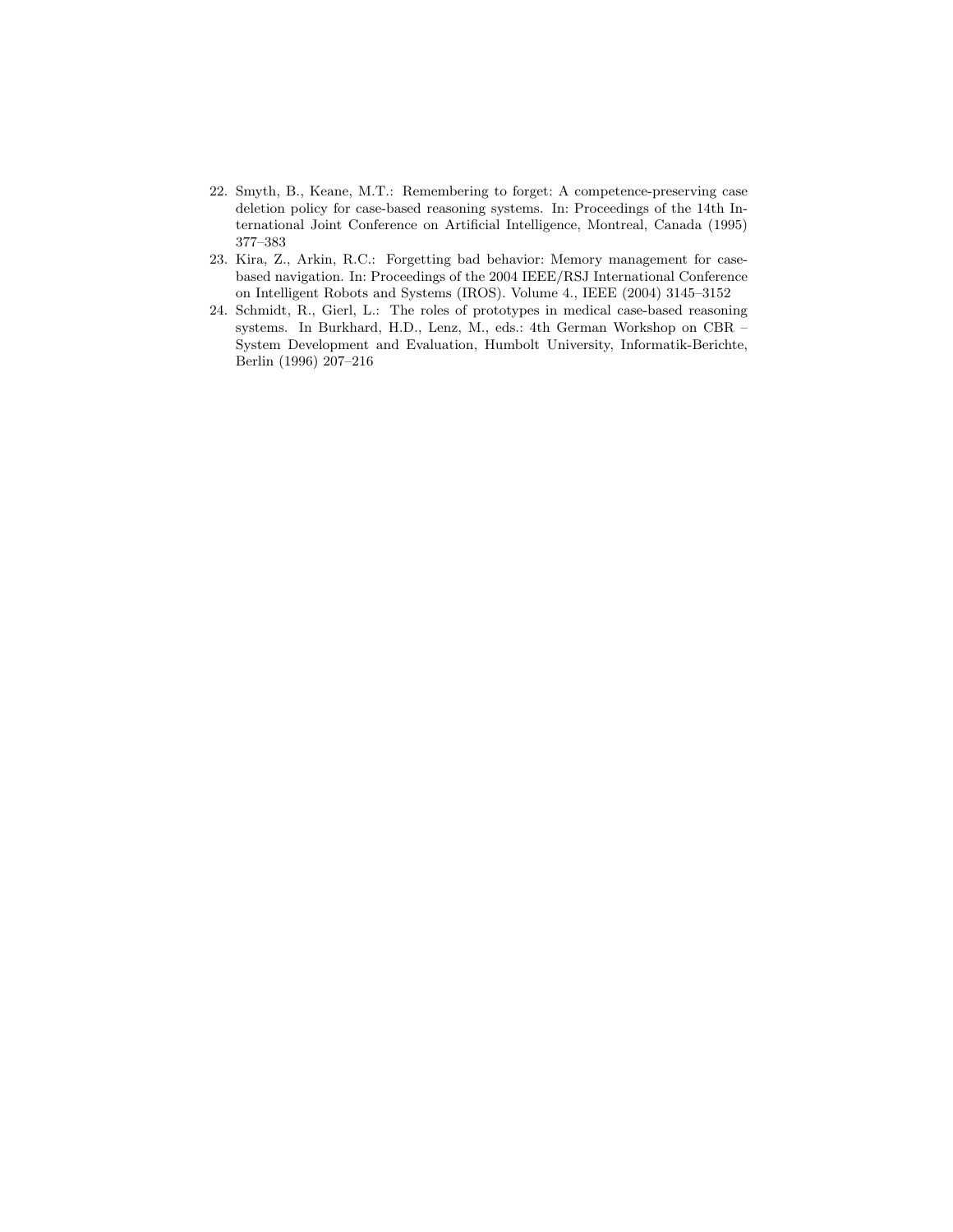22. Smyth, B., Keane, M.T.: Remembering to forget: A competence-preserving case deletion policy for case-based reasoning systems. In: Proceedings of the 14th International Joint Conference on Artificial Intelligence, Montreal, Canada (1995) 377–383
23. Kira, Z., Arkin, R.C.: Forgetting bad behavior: Memory management for case-based navigation. In: Proceedings of the 2004 IEEE/RSJ International Conference on Intelligent Robots and Systems (IROS). Volume 4., IEEE (2004) 3145–3152
24. Schmidt, R., Gierl, L.: The roles of prototypes in medical case-based reasoning systems. In Burkhard, H.D., Lenz, M., eds.: 4th German Workshop on CBR – System Development and Evaluation, Humbolt University, Informatik-Berichte, Berlin (1996) 207–216